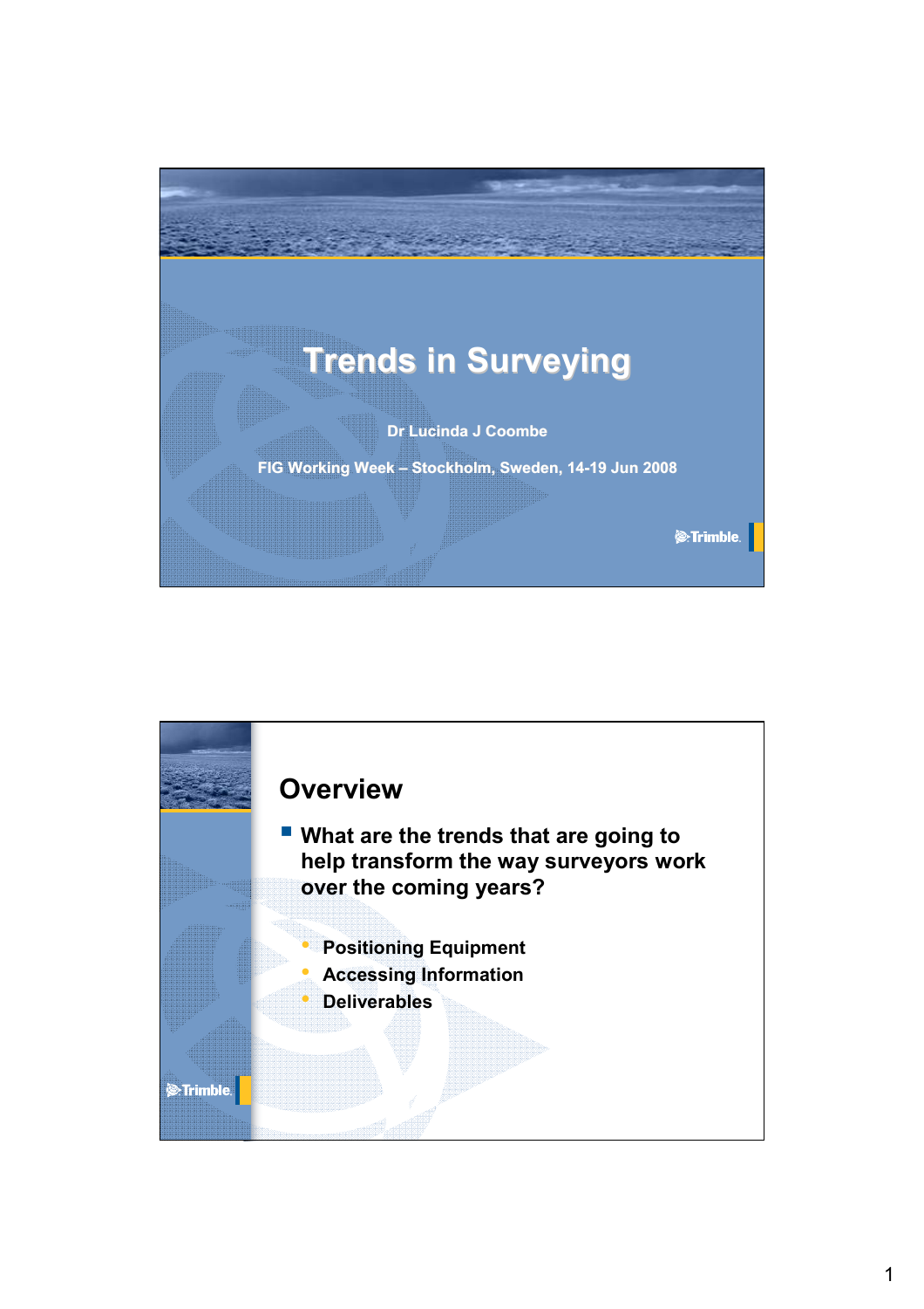# Trends in Surveying

**Dr Lucinda J Coombe**

**FIG Working Week – Stockholm, Sweden, 14-19 Jun 2008**

Trimble.

## Overview

- **What are the trends that are going to help transform the way surveyors work over the coming years?**
  - **Positioning Equipment**
  - **Accessing Information**
  - **Deliverables**

Trimble.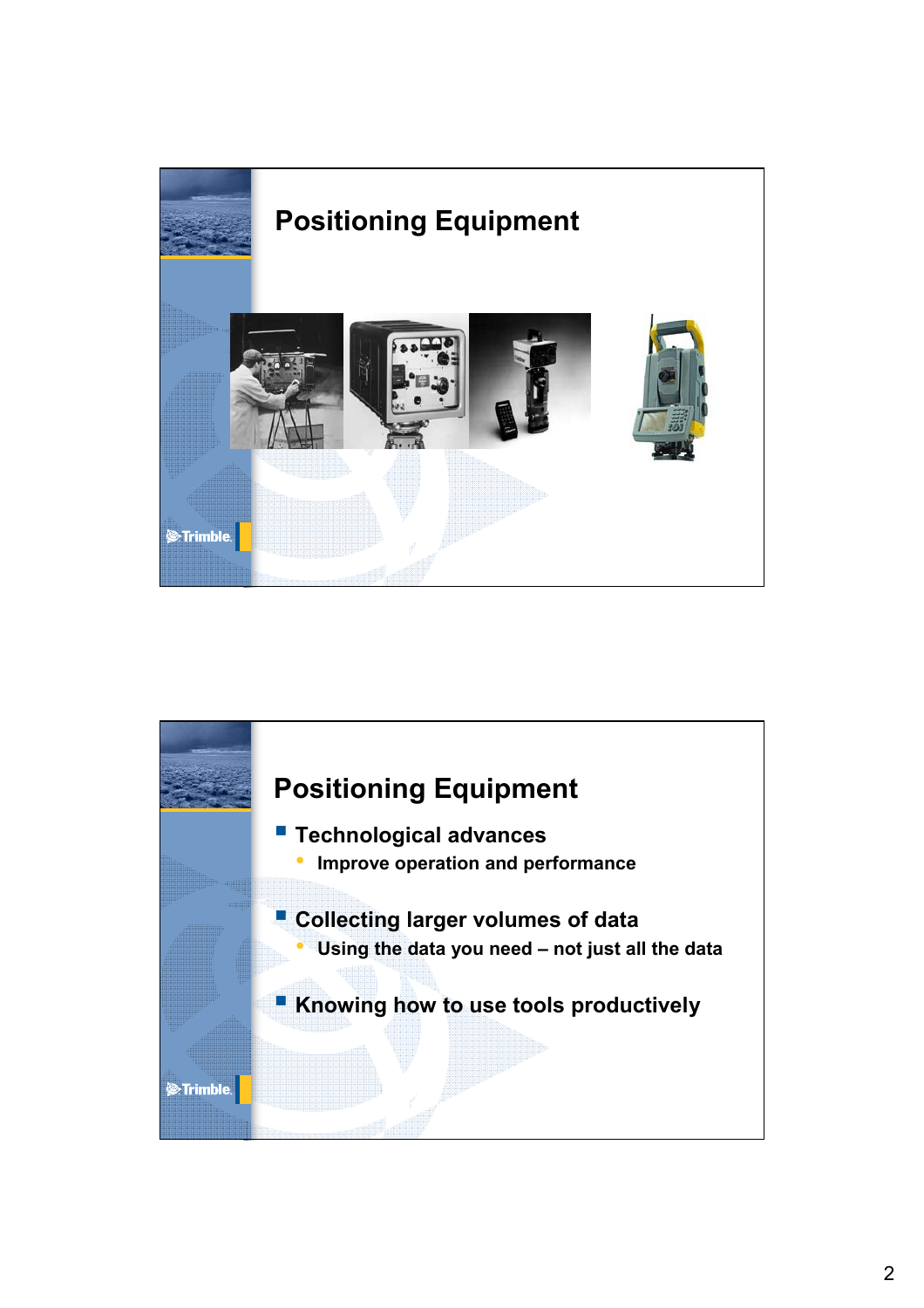## Positioning Equipment

## Positioning Equipment

- Technological advances
  - Improve operation and performance
- Collecting larger volumes of data
  - Using the data you need – not just all the data
- Knowing how to use tools productively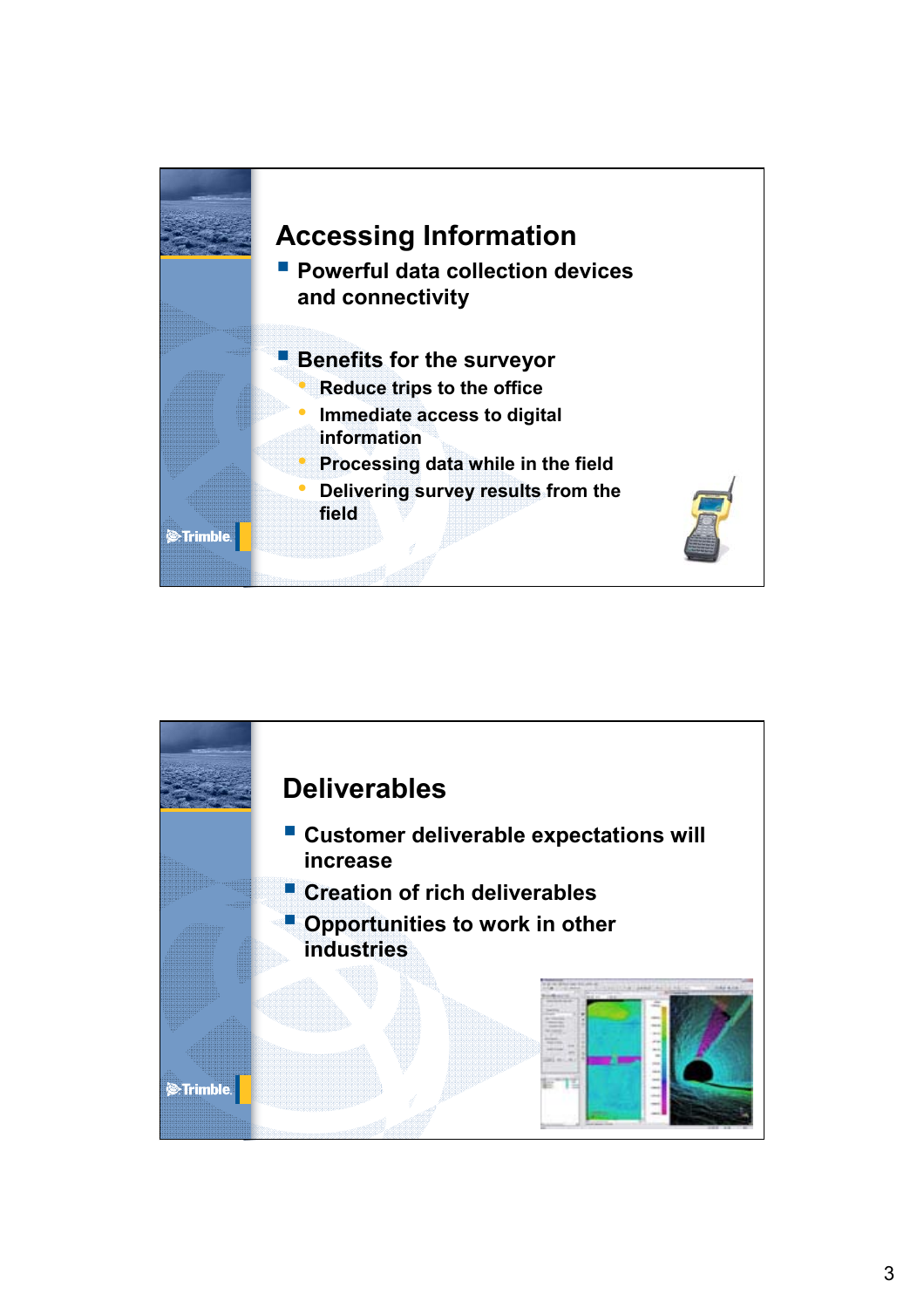## Accessing Information

- Powerful data collection devices and connectivity
- Benefits for the surveyor
  - Reduce trips to the office
  - Immediate access to digital information
  - Processing data while in the field
  - Delivering survey results from the field

## Deliverables

- Customer deliverable expectations will increase
- Creation of rich deliverables
- Opportunities to work in other industries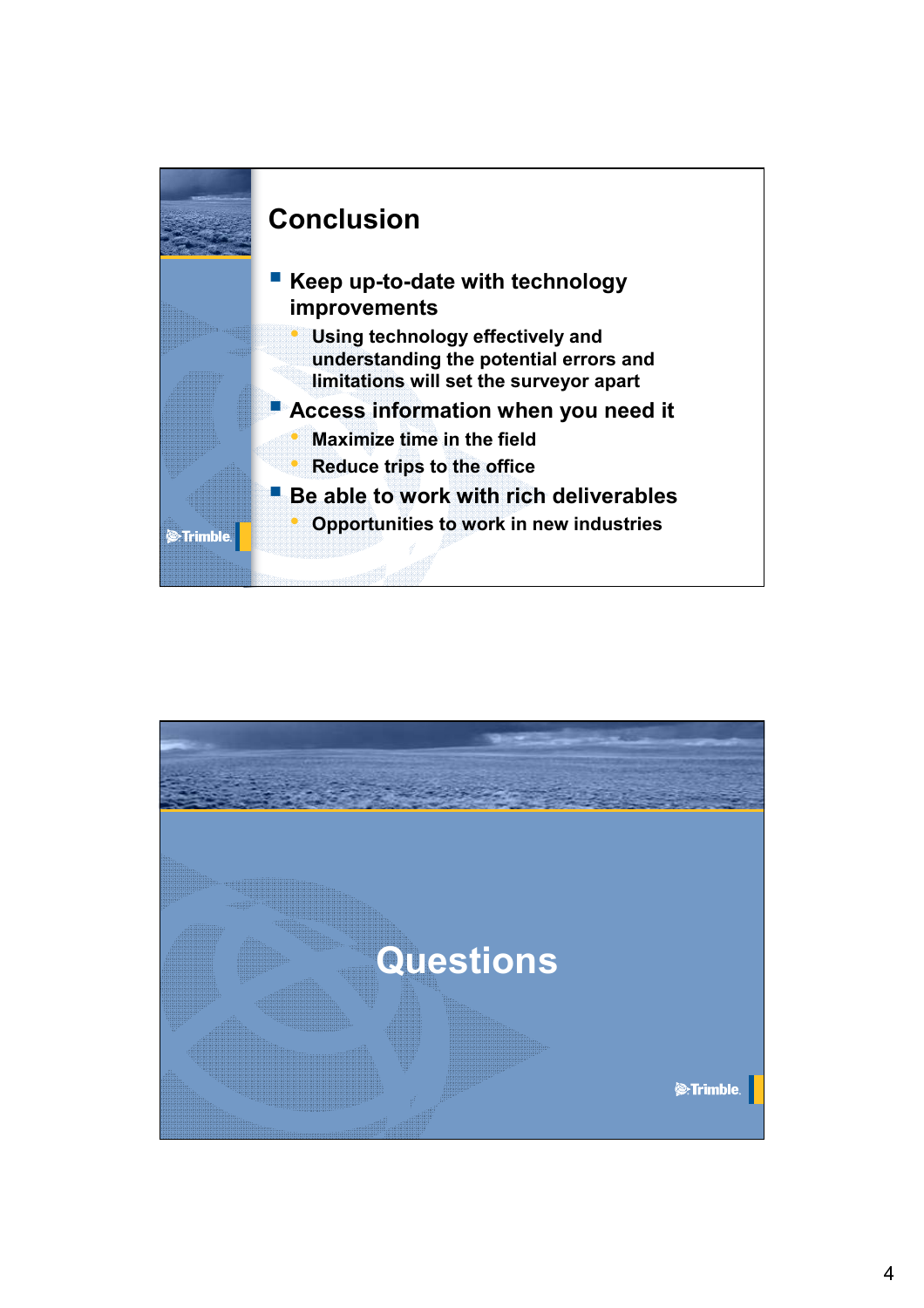## Conclusion

- Keep up-to-date with technology improvements
  - Using technology effectively and understanding the potential errors and limitations will set the surveyor apart
- Access information when you need it
  - Maximize time in the field
  - Reduce trips to the office
- Be able to work with rich deliverables
  - Opportunities to work in new industries

Trimble

## Questions

Trimble